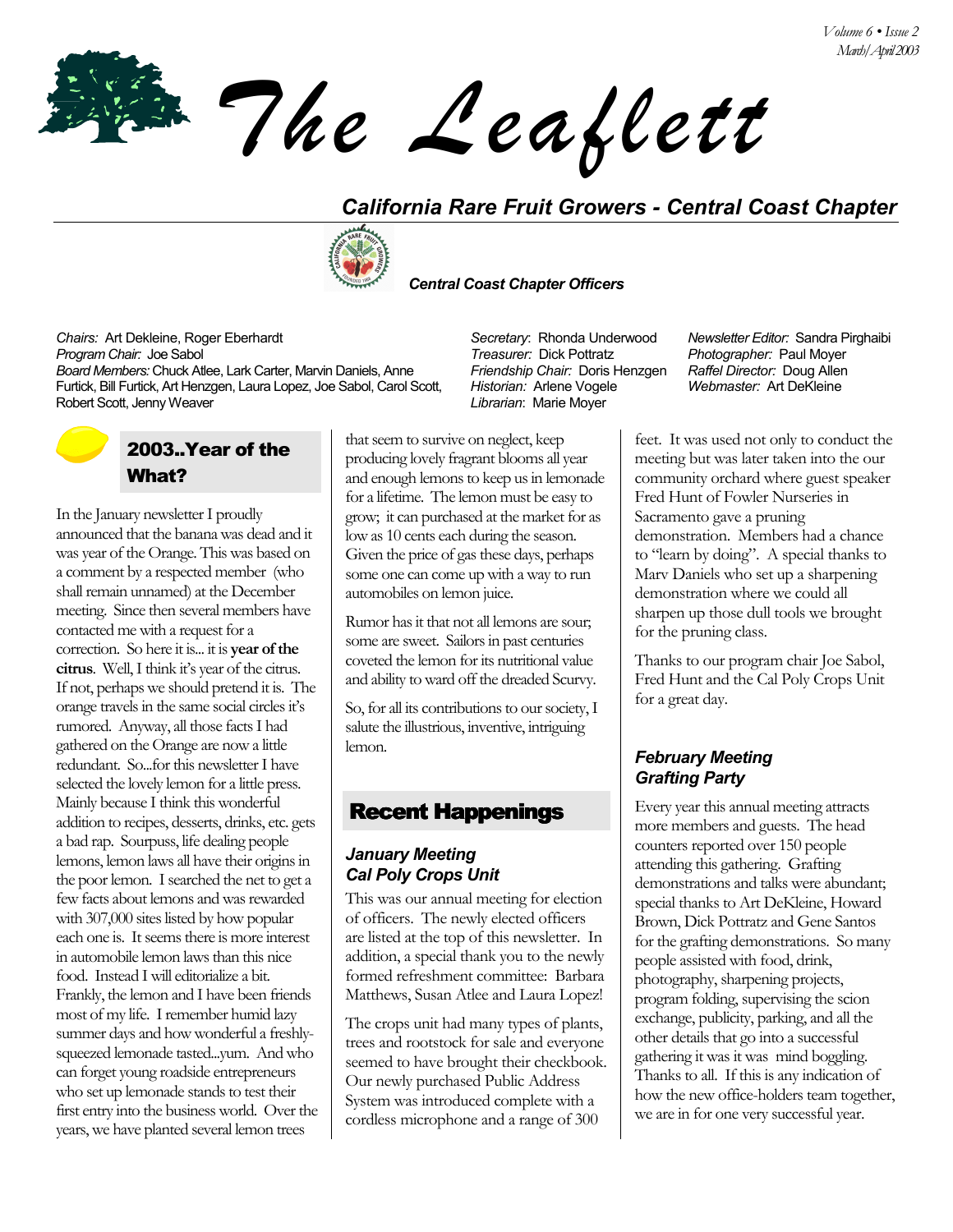# The Leaflett

Volume 6 • Issue 2
March/April 2003

## California Rare Fruit Growers - Central Coast Chapter

### Central Coast Chapter Officers

*Chairs:* Art Dekleine, Roger Eberhardt
*Program Chair:* Joe Sabol
*Board Members:* Chuck Atlee, Lark Carter, Marvin Daniels, Anne Furtick, Bill Furtick, Art Henzgen, Laura Lopez, Joe Sabol, Carol Scott, Robert Scott, Jenny Weaver

*Secretary*: Rhonda Underwood
*Treasurer:* Dick Pottratz
*Friendship Chair:* Doris Henzgen
*Historian:* Arlene Vogele
*Librarian*: Marie Moyer

*Newsletter Editor:* Sandra Pirghaibi
*Photographer:* Paul Moyer
*Raffel Director:* Doug Allen
*Webmaster:* Art DeKleine

## 2003..Year of the What?

In the January newsletter I proudly announced that the banana was dead and it was year of the Orange. This was based on a comment by a respected member (who shall remain unnamed) at the December meeting. Since then several members have contacted me with a request for a correction. So here it is... it is **year of the citrus**. Well, I think it's year of the citrus. If not, perhaps we should pretend it is. The orange travels in the same social circles it's rumored. Anyway, all those facts I had gathered on the Orange are now a little redundant. So...for this newsletter I have selected the lovely lemon for a little press. Mainly because I think this wonderful addition to recipes, desserts, drinks, etc. gets a bad rap. Sourpuss, life dealing people lemons, lemon laws all have their origins in the poor lemon. I searched the net to get a few facts about lemons and was rewarded with 307,000 sites listed by how popular each one is. It seems there is more interest in automobile lemon laws than this nice food. Instead I will editorialize a bit. Frankly, the lemon and I have been friends most of my life. I remember humid lazy summer days and how wonderful a freshly-squeezed lemonade tasted...yum. And who can forget young roadside entrepreneurs who set up lemonade stands to test their first entry into the business world. Over the years, we have planted several lemon trees that seem to survive on neglect, keep producing lovely fragrant blooms all year and enough lemons to keep us in lemonade for a lifetime. The lemon must be easy to grow; it can purchased at the market for as low as 10 cents each during the season. Given the price of gas these days, perhaps some one can come up with a way to run automobiles on lemon juice.

Rumor has it that not all lemons are sour; some are sweet. Sailors in past centuries coveted the lemon for its nutritional value and ability to ward off the dreaded Scurvy.

So, for all its contributions to our society, I salute the illustrious, inventive, intriguing lemon.

## Recent Happenings

### January Meeting
### Cal Poly Crops Unit

This was our annual meeting for election of officers. The newly elected officers are listed at the top of this newsletter. In addition, a special thank you to the newly formed refreshment committee: Barbara Matthews, Susan Atlee and Laura Lopez!

The crops unit had many types of plants, trees and rootstock for sale and everyone seemed to have brought their checkbook. Our newly purchased Public Address System was introduced complete with a cordless microphone and a range of 300 feet. It was used not only to conduct the meeting but was later taken into the our community orchard where guest speaker Fred Hunt of Fowler Nurseries in Sacramento gave a pruning demonstration. Members had a chance to "learn by doing". A special thanks to Marv Daniels who set up a sharpening demonstration where we could all sharpen up those dull tools we brought for the pruning class.

Thanks to our program chair Joe Sabol, Fred Hunt and the Cal Poly Crops Unit for a great day.

### February Meeting
### Grafting Party

Every year this annual meeting attracts more members and guests. The head counters reported over 150 people attending this gathering. Grafting demonstrations and talks were abundant; special thanks to Art DeKleine, Howard Brown, Dick Pottratz and Gene Santos for the grafting demonstrations. So many people assisted with food, drink, photography, sharpening projects, program folding, supervising the scion exchange, publicity, parking, and all the other details that go into a successful gathering it was it was mind boggling. Thanks to all. If this is any indication of how the new office-holders team together, we are in for one very successful year.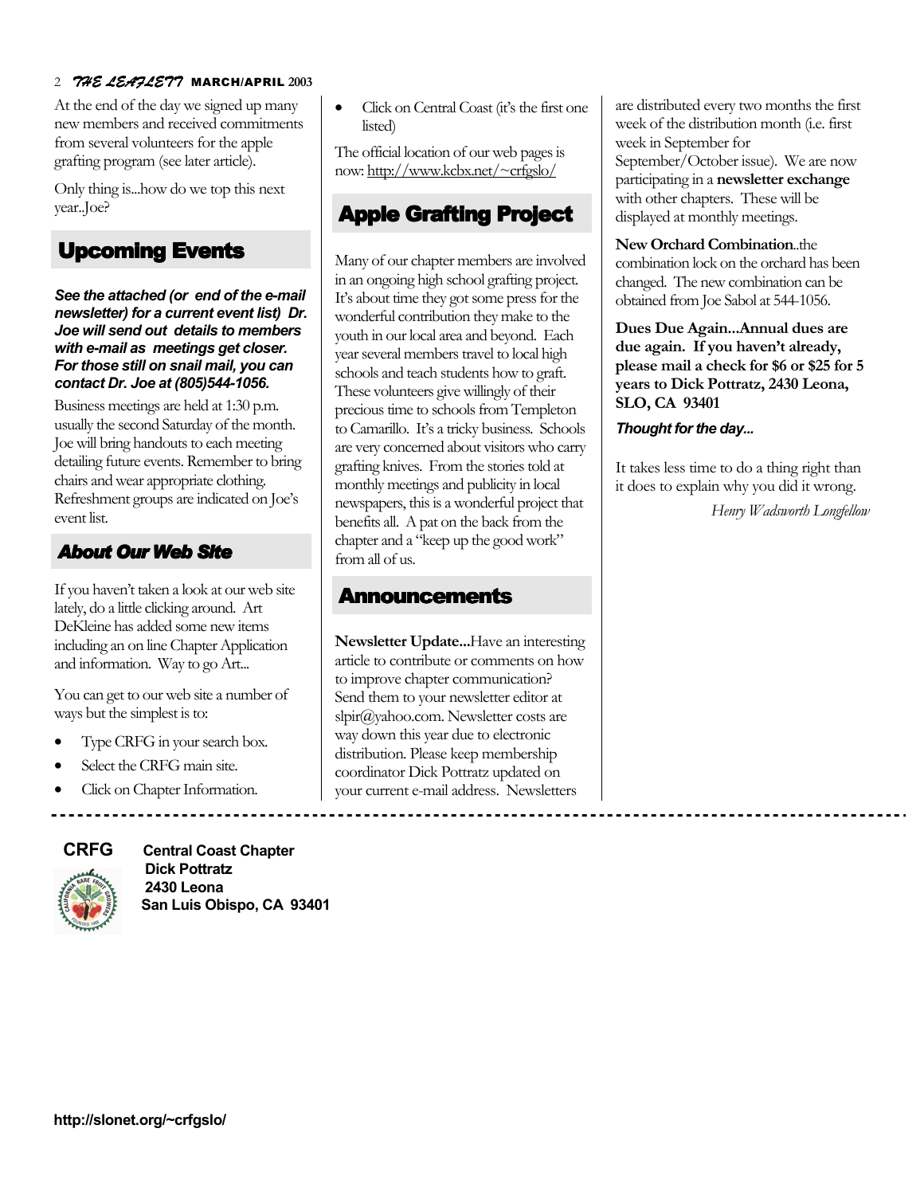At the end of the day we signed up many new members and received commitments from several volunteers for the apple grafting program (see later article).

Only thing is...how do we top this next year..Joe?

## Upcoming Events

***See the attached (or end of the e-mail newsletter) for a current event list) Dr. Joe will send out details to members with e-mail as meetings get closer. For those still on snail mail, you can contact Dr. Joe at (805)544-1056.***

Business meetings are held at 1:30 p.m. usually the second Saturday of the month. Joe will bring handouts to each meeting detailing future events. Remember to bring chairs and wear appropriate clothing. Refreshment groups are indicated on Joe's event list.

## *About Our Web Site*

If you haven't taken a look at our web site lately, do a little clicking around. Art DeKleine has added some new items including an on line Chapter Application and information. Way to go Art...

You can get to our web site a number of ways but the simplest is to:

- Type CRFG in your search box.
- Select the CRFG main site.
- Click on Chapter Information.
- Click on Central Coast (it's the first one listed)

The official location of our web pages is now: http://www.kcbx.net/~crfgslo/

## Apple Grafting Project

Many of our chapter members are involved in an ongoing high school grafting project. It's about time they got some press for the wonderful contribution they make to the youth in our local area and beyond. Each year several members travel to local high schools and teach students how to graft. These volunteers give willingly of their precious time to schools from Templeton to Camarillo. It's a tricky business. Schools are very concerned about visitors who carry grafting knives. From the stories told at monthly meetings and publicity in local newspapers, this is a wonderful project that benefits all. A pat on the back from the chapter and a "keep up the good work" from all of us.

## Announcements

**Newsletter Update...**Have an interesting article to contribute or comments on how to improve chapter communication? Send them to your newsletter editor at slpir@yahoo.com. Newsletter costs are way down this year due to electronic distribution. Please keep membership coordinator Dick Pottratz updated on your current e-mail address. Newsletters are distributed every two months the first week of the distribution month (i.e. first week in September for September/October issue). We are now participating in a **newsletter exchange** with other chapters. These will be displayed at monthly meetings.

**New Orchard Combination**..the combination lock on the orchard has been changed. The new combination can be obtained from Joe Sabol at 544-1056.

**Dues Due Again...Annual dues are due again. If you haven't already, please mail a check for $6 or $25 for 5 years to Dick Pottratz, 2430 Leona, SLO, CA 93401**

***Thought for the day...***

It takes less time to do a thing right than it does to explain why you did it wrong.

*Henry Wadsworth Longfellow*

---

**CRFG** **Central Coast Chapter**
**Dick Pottratz**
**2430 Leona**
**San Luis Obispo, CA 93401**

**http://slonet.org/~crfgslo/**